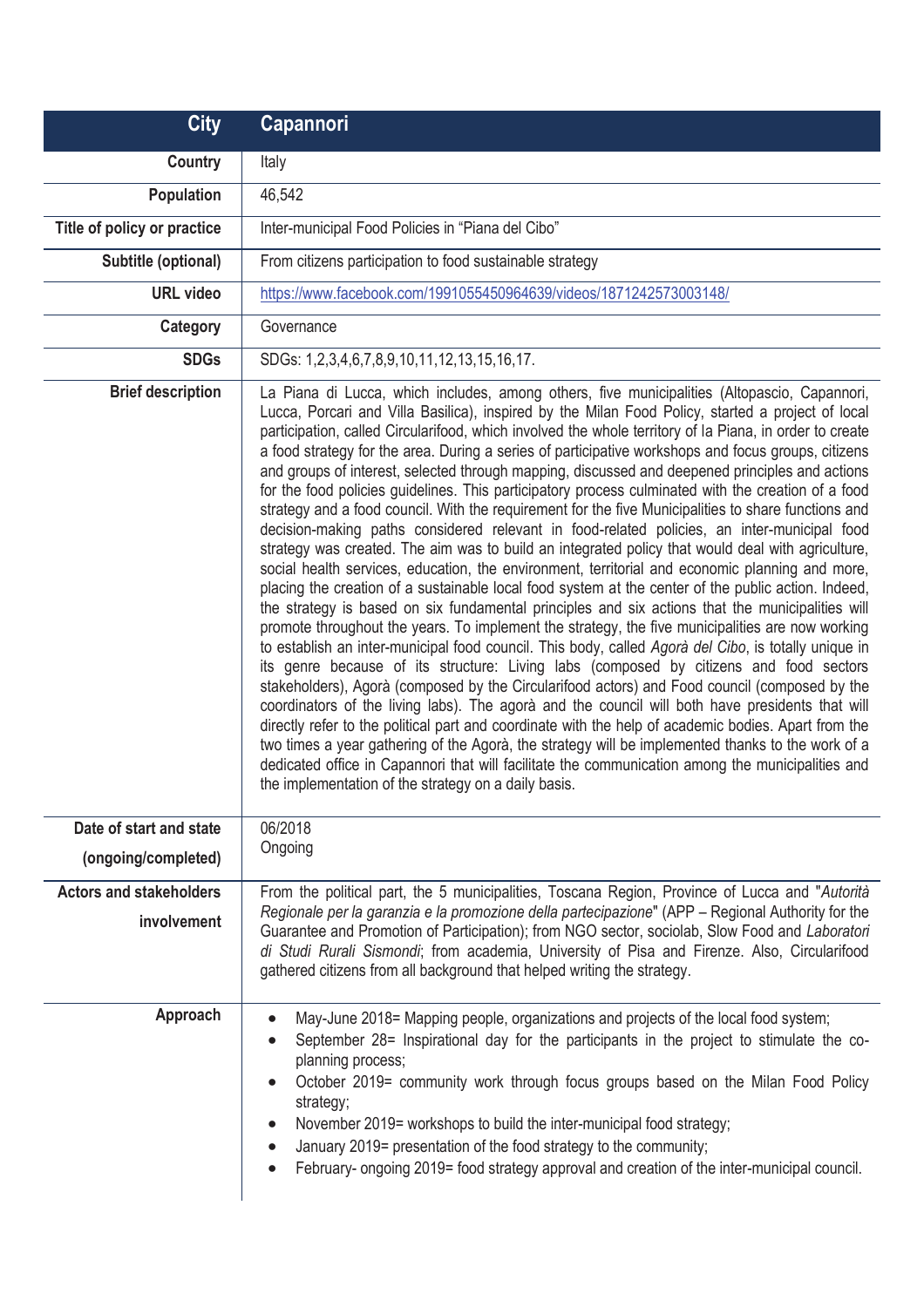| City | Capannori |
|---|---|
| Country | Italy |
| Population | 46,542 |
| Title of policy or practice | Inter-municipal Food Policies in "Piana del Cibo" |
| Subtitle (optional) | From citizens participation to food sustainable strategy |
| URL video | https://www.facebook.com/1991055450964639/videos/1871242573003148/ |
| Category | Governance |
| SDGs | SDGs: 1,2,3,4,6,7,8,9,10,11,12,13,15,16,17. |
| Brief description | La Piana di Lucca, which includes, among others, five municipalities (Altopascio, Capannori, Lucca, Porcari and Villa Basilica), inspired by the Milan Food Policy, started a project of local participation, called Circularifood, which involved the whole territory of la Piana, in order to create a food strategy for the area. During a series of participative workshops and focus groups, citizens and groups of interest, selected through mapping, discussed and deepened principles and actions for the food policies guidelines. This participatory process culminated with the creation of a food strategy and a food council. With the requirement for the five Municipalities to share functions and decision-making paths considered relevant in food-related policies, an inter-municipal food strategy was created. The aim was to build an integrated policy that would deal with agriculture, social health services, education, the environment, territorial and economic planning and more, placing the creation of a sustainable local food system at the center of the public action. Indeed, the strategy is based on six fundamental principles and six actions that the municipalities will promote throughout the years. To implement the strategy, the five municipalities are now working to establish an inter-municipal food council. This body, called *Agorà del Cibo*, is totally unique in its genre because of its structure: Living labs (composed by citizens and food sectors stakeholders), Agorà (composed by the Circularifood actors) and Food council (composed by the coordinators of the living labs). The agorà and the council will both have presidents that will directly refer to the political part and coordinate with the help of academic bodies. Apart from the two times a year gathering of the Agorà, the strategy will be implemented thanks to the work of a dedicated office in Capannori that will facilitate the communication among the municipalities and the implementation of the strategy on a daily basis. |
| Date of start and state (ongoing/completed) | 06/2018<br>Ongoing |
| Actors and stakeholders involvement | From the political part, the 5 municipalities, Toscana Region, Province of Lucca and "*Autorità Regionale per la garanzia e la promozione della partecipazione*" (APP – Regional Authority for the Guarantee and Promotion of Participation); from NGO sector, sociolab, Slow Food and *Laboratori di Studi Rurali Sismondi*; from academia, University of Pisa and Firenze. Also, Circularifood gathered citizens from all background that helped writing the strategy. |
| Approach | • May-June 2018= Mapping people, organizations and projects of the local food system;<br>• September 28= Inspirational day for the participants in the project to stimulate the co-planning process;<br>• October 2019= community work through focus groups based on the Milan Food Policy strategy;<br>• November 2019= workshops to build the inter-municipal food strategy;<br>• January 2019= presentation of the food strategy to the community;<br>• February- ongoing 2019= food strategy approval and creation of the inter-municipal council. |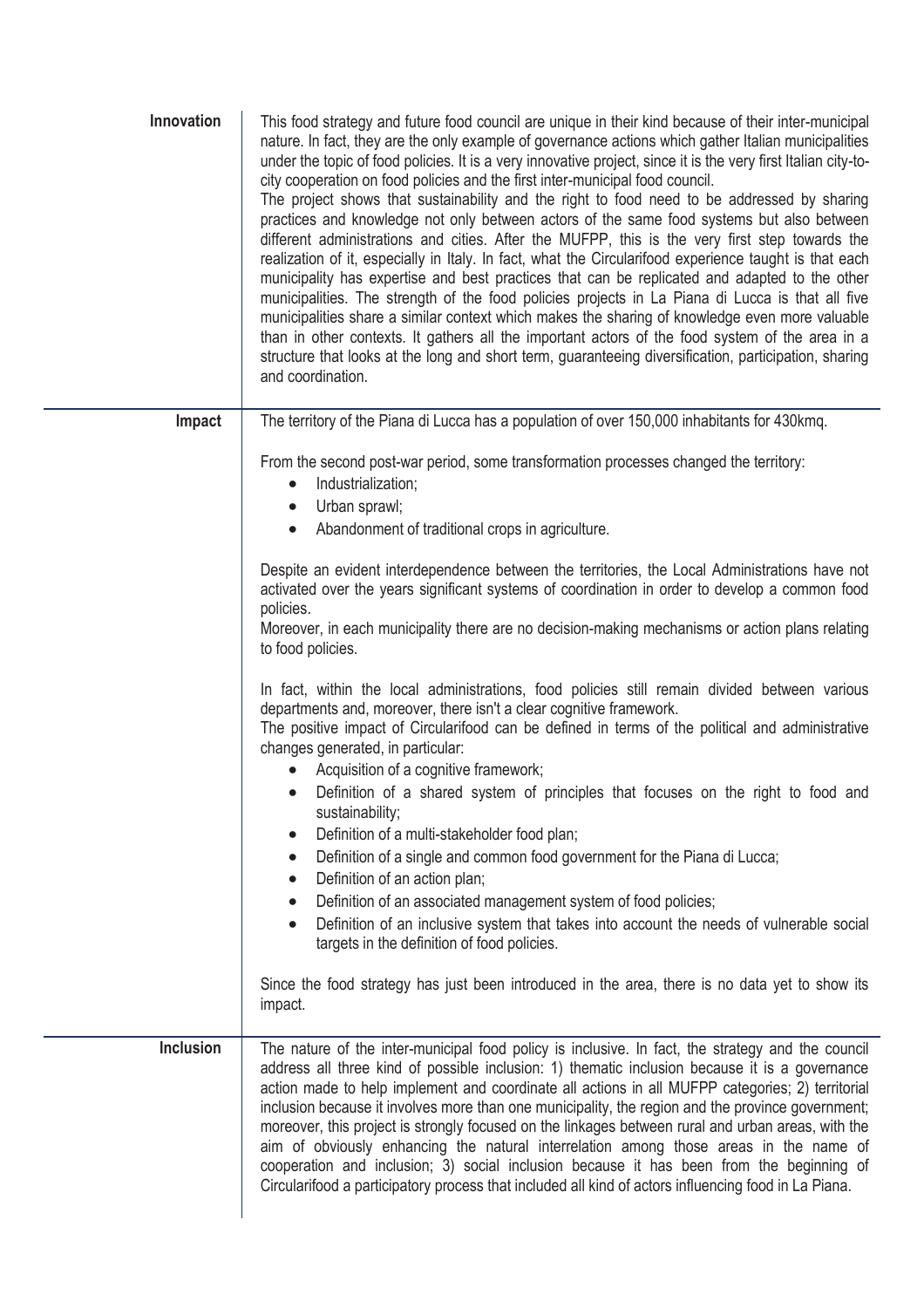**Innovation**

This food strategy and future food council are unique in their kind because of their inter-municipal nature. In fact, they are the only example of governance actions which gather Italian municipalities under the topic of food policies. It is a very innovative project, since it is the very first Italian city-to-city cooperation on food policies and the first inter-municipal food council.
The project shows that sustainability and the right to food need to be addressed by sharing practices and knowledge not only between actors of the same food systems but also between different administrations and cities. After the MUFPP, this is the very first step towards the realization of it, especially in Italy. In fact, what the Circularifood experience taught is that each municipality has expertise and best practices that can be replicated and adapted to the other municipalities. The strength of the food policies projects in La Piana di Lucca is that all five municipalities share a similar context which makes the sharing of knowledge even more valuable than in other contexts. It gathers all the important actors of the food system of the area in a structure that looks at the long and short term, guaranteeing diversification, participation, sharing and coordination.

**Impact**

The territory of the Piana di Lucca has a population of over 150,000 inhabitants for 430kmq.

From the second post-war period, some transformation processes changed the territory:

- Industrialization;
- Urban sprawl;
- Abandonment of traditional crops in agriculture.

Despite an evident interdependence between the territories, the Local Administrations have not activated over the years significant systems of coordination in order to develop a common food policies.
Moreover, in each municipality there are no decision-making mechanisms or action plans relating to food policies.

In fact, within the local administrations, food policies still remain divided between various departments and, moreover, there isn't a clear cognitive framework.
The positive impact of Circularifood can be defined in terms of the political and administrative changes generated, in particular:

- Acquisition of a cognitive framework;
- Definition of a shared system of principles that focuses on the right to food and sustainability;
- Definition of a multi-stakeholder food plan;
- Definition of a single and common food government for the Piana di Lucca;
- Definition of an action plan;
- Definition of an associated management system of food policies;
- Definition of an inclusive system that takes into account the needs of vulnerable social targets in the definition of food policies.

Since the food strategy has just been introduced in the area, there is no data yet to show its impact.

**Inclusion**

The nature of the inter-municipal food policy is inclusive. In fact, the strategy and the council address all three kind of possible inclusion: 1) thematic inclusion because it is a governance action made to help implement and coordinate all actions in all MUFPP categories; 2) territorial inclusion because it involves more than one municipality, the region and the province government; moreover, this project is strongly focused on the linkages between rural and urban areas, with the aim of obviously enhancing the natural interrelation among those areas in the name of cooperation and inclusion; 3) social inclusion because it has been from the beginning of Circularifood a participatory process that included all kind of actors influencing food in La Piana.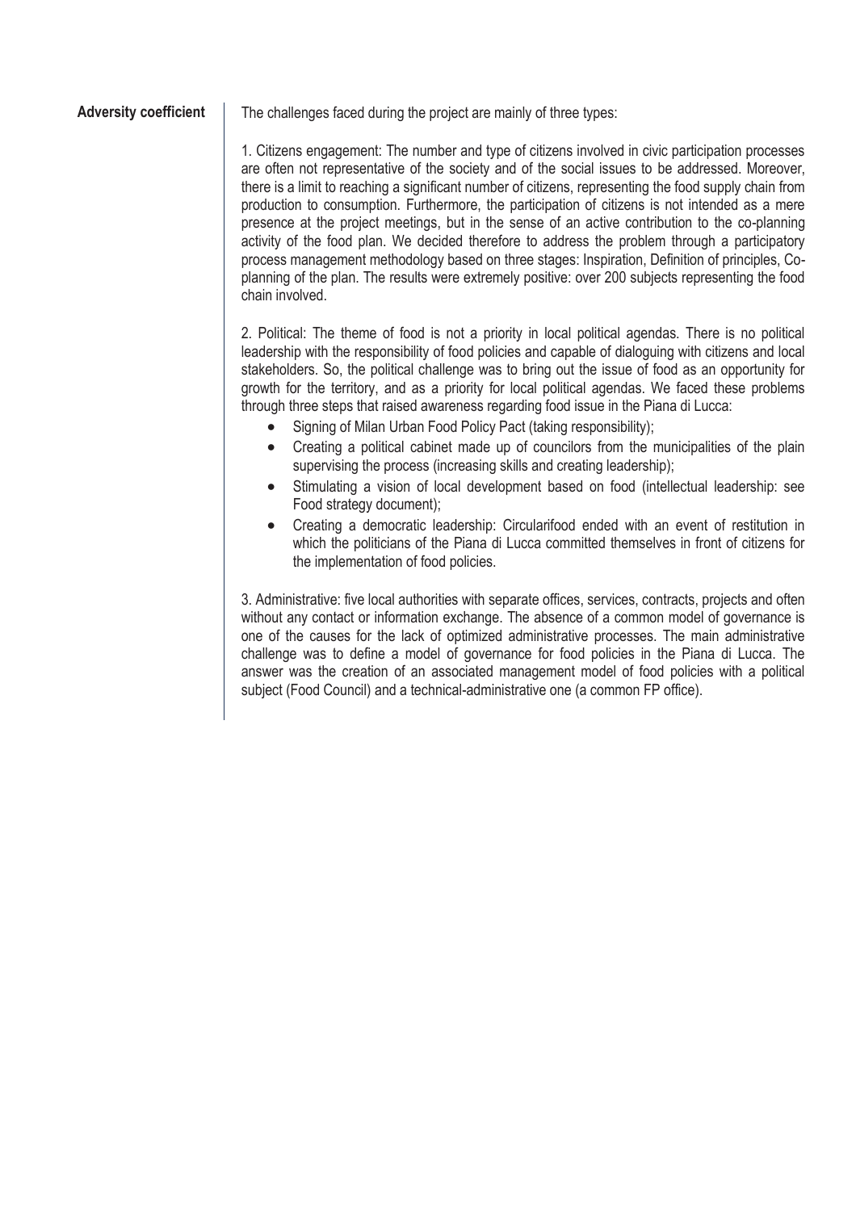**Adversity coefficient**

The challenges faced during the project are mainly of three types:

1. Citizens engagement: The number and type of citizens involved in civic participation processes are often not representative of the society and of the social issues to be addressed. Moreover, there is a limit to reaching a significant number of citizens, representing the food supply chain from production to consumption. Furthermore, the participation of citizens is not intended as a mere presence at the project meetings, but in the sense of an active contribution to the co-planning activity of the food plan. We decided therefore to address the problem through a participatory process management methodology based on three stages: Inspiration, Definition of principles, Co-planning of the plan. The results were extremely positive: over 200 subjects representing the food chain involved.

2. Political: The theme of food is not a priority in local political agendas. There is no political leadership with the responsibility of food policies and capable of dialoguing with citizens and local stakeholders. So, the political challenge was to bring out the issue of food as an opportunity for growth for the territory, and as a priority for local political agendas. We faced these problems through three steps that raised awareness regarding food issue in the Piana di Lucca:

- Signing of Milan Urban Food Policy Pact (taking responsibility);
- Creating a political cabinet made up of councilors from the municipalities of the plain supervising the process (increasing skills and creating leadership);
- Stimulating a vision of local development based on food (intellectual leadership: see Food strategy document);
- Creating a democratic leadership: Circularifood ended with an event of restitution in which the politicians of the Piana di Lucca committed themselves in front of citizens for the implementation of food policies.

3. Administrative: five local authorities with separate offices, services, contracts, projects and often without any contact or information exchange. The absence of a common model of governance is one of the causes for the lack of optimized administrative processes. The main administrative challenge was to define a model of governance for food policies in the Piana di Lucca. The answer was the creation of an associated management model of food policies with a political subject (Food Council) and a technical-administrative one (a common FP office).